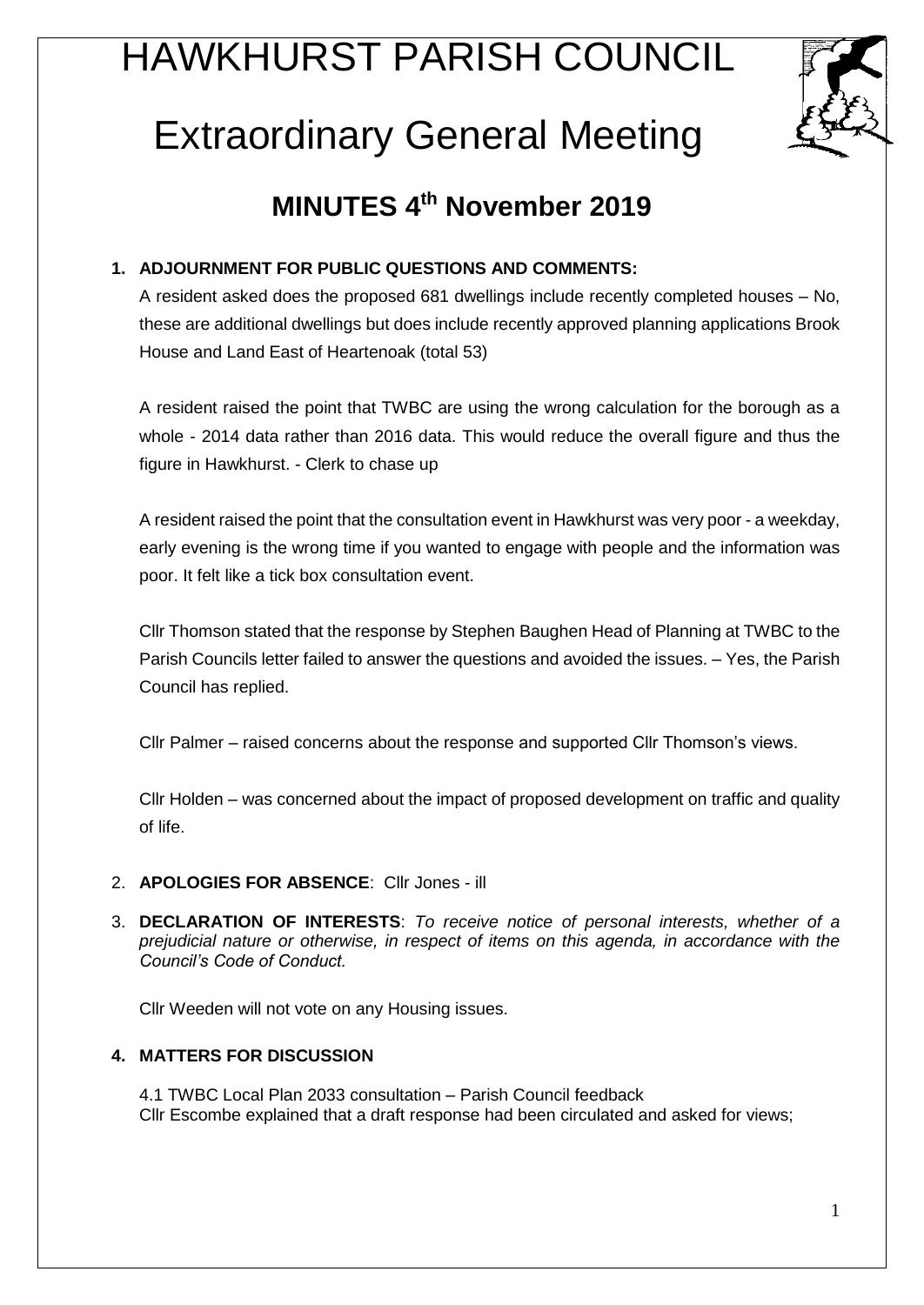# HAWKHURST PARISH COUNCIL

# Extraordinary General Meeting

## MINUTES 4th November 2019

**1. ADJOURNMENT FOR PUBLIC QUESTIONS AND COMMENTS:**

A resident asked does the proposed 681 dwellings include recently completed houses – No, these are additional dwellings but does include recently approved planning applications Brook House and Land East of Heartenoak (total 53)

A resident raised the point that TWBC are using the wrong calculation for the borough as a whole - 2014 data rather than 2016 data. This would reduce the overall figure and thus the figure in Hawkhurst. - Clerk to chase up

A resident raised the point that the consultation event in Hawkhurst was very poor - a weekday, early evening is the wrong time if you wanted to engage with people and the information was poor. It felt like a tick box consultation event.

Cllr Thomson stated that the response by Stephen Baughen Head of Planning at TWBC to the Parish Councils letter failed to answer the questions and avoided the issues. – Yes, the Parish Council has replied.

Cllr Palmer – raised concerns about the response and supported Cllr Thomson's views.

Cllr Holden – was concerned about the impact of proposed development on traffic and quality of life.

2. **APOLOGIES FOR ABSENCE**: Cllr Jones - ill

3. **DECLARATION OF INTERESTS**: *To receive notice of personal interests, whether of a prejudicial nature or otherwise, in respect of items on this agenda, in accordance with the Council's Code of Conduct.*

   Cllr Weeden will not vote on any Housing issues.

**4. MATTERS FOR DISCUSSION**

4.1 TWBC Local Plan 2033 consultation – Parish Council feedback
Cllr Escombe explained that a draft response had been circulated and asked for views;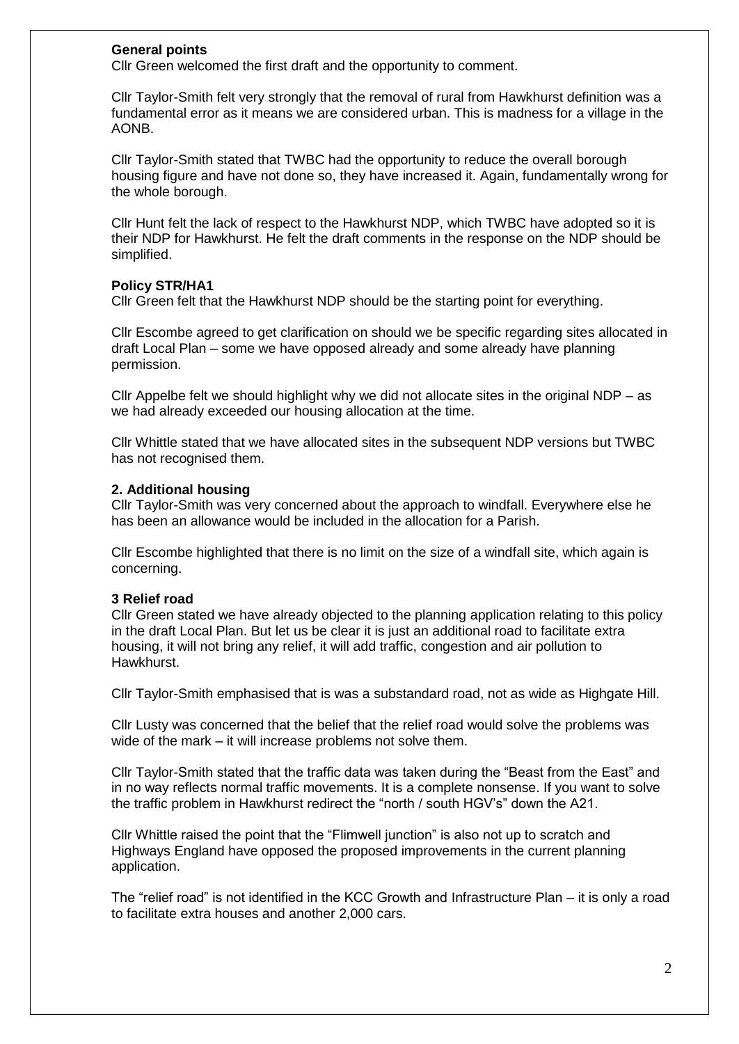**General points**

Cllr Green welcomed the first draft and the opportunity to comment.

Cllr Taylor-Smith felt very strongly that the removal of rural from Hawkhurst definition was a fundamental error as it means we are considered urban. This is madness for a village in the AONB.

Cllr Taylor-Smith stated that TWBC had the opportunity to reduce the overall borough housing figure and have not done so, they have increased it. Again, fundamentally wrong for the whole borough.

Cllr Hunt felt the lack of respect to the Hawkhurst NDP, which TWBC have adopted so it is their NDP for Hawkhurst. He felt the draft comments in the response on the NDP should be simplified.

**Policy STR/HA1**

Cllr Green felt that the Hawkhurst NDP should be the starting point for everything.

Cllr Escombe agreed to get clarification on should we be specific regarding sites allocated in draft Local Plan – some we have opposed already and some already have planning permission.

Cllr Appelbe felt we should highlight why we did not allocate sites in the original NDP – as we had already exceeded our housing allocation at the time.

Cllr Whittle stated that we have allocated sites in the subsequent NDP versions but TWBC has not recognised them.

**2. Additional housing**

Cllr Taylor-Smith was very concerned about the approach to windfall. Everywhere else he has been an allowance would be included in the allocation for a Parish.

Cllr Escombe highlighted that there is no limit on the size of a windfall site, which again is concerning.

**3 Relief road**

Cllr Green stated we have already objected to the planning application relating to this policy in the draft Local Plan. But let us be clear it is just an additional road to facilitate extra housing, it will not bring any relief, it will add traffic, congestion and air pollution to Hawkhurst.

Cllr Taylor-Smith emphasised that is was a substandard road, not as wide as Highgate Hill.

Cllr Lusty was concerned that the belief that the relief road would solve the problems was wide of the mark – it will increase problems not solve them.

Cllr Taylor-Smith stated that the traffic data was taken during the "Beast from the East" and in no way reflects normal traffic movements. It is a complete nonsense. If you want to solve the traffic problem in Hawkhurst redirect the "north / south HGV's" down the A21.

Cllr Whittle raised the point that the "Flimwell junction" is also not up to scratch and Highways England have opposed the proposed improvements in the current planning application.

The "relief road" is not identified in the KCC Growth and Infrastructure Plan – it is only a road to facilitate extra houses and another 2,000 cars.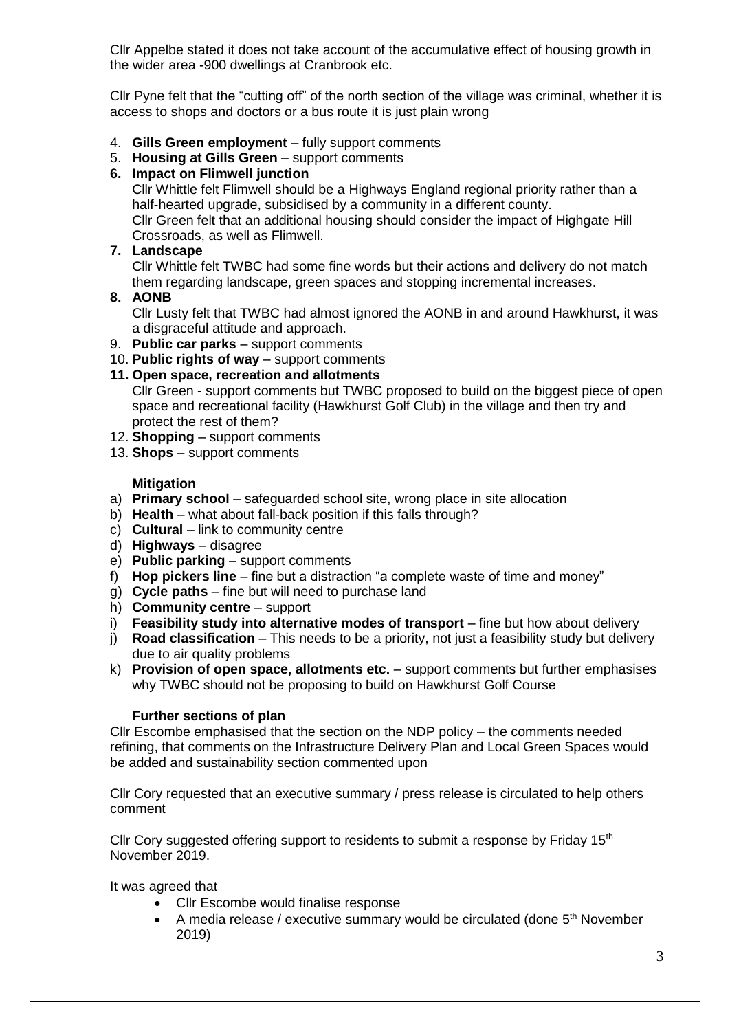Cllr Appelbe stated it does not take account of the accumulative effect of housing growth in the wider area -900 dwellings at Cranbrook etc.

Cllr Pyne felt that the "cutting off" of the north section of the village was criminal, whether it is access to shops and doctors or a bus route it is just plain wrong

4. **Gills Green employment** – fully support comments
5. **Housing at Gills Green** – support comments
6. **Impact on Flimwell junction**
   Cllr Whittle felt Flimwell should be a Highways England regional priority rather than a half-hearted upgrade, subsidised by a community in a different county.
   Cllr Green felt that an additional housing should consider the impact of Highgate Hill Crossroads, as well as Flimwell.
7. **Landscape**
   Cllr Whittle felt TWBC had some fine words but their actions and delivery do not match them regarding landscape, green spaces and stopping incremental increases.
8. **AONB**
   Cllr Lusty felt that TWBC had almost ignored the AONB in and around Hawkhurst, it was a disgraceful attitude and approach.
9. **Public car parks** – support comments
10. **Public rights of way** – support comments
11. **Open space, recreation and allotments**
    Cllr Green - support comments but TWBC proposed to build on the biggest piece of open space and recreational facility (Hawkhurst Golf Club) in the village and then try and protect the rest of them?
12. **Shopping** – support comments
13. **Shops** – support comments

**Mitigation**

a) **Primary school** – safeguarded school site, wrong place in site allocation
b) **Health** – what about fall-back position if this falls through?
c) **Cultural** – link to community centre
d) **Highways** – disagree
e) **Public parking** – support comments
f) **Hop pickers line** – fine but a distraction "a complete waste of time and money"
g) **Cycle paths** – fine but will need to purchase land
h) **Community centre** – support
i) **Feasibility study into alternative modes of transport** – fine but how about delivery
j) **Road classification** – This needs to be a priority, not just a feasibility study but delivery due to air quality problems
k) **Provision of open space, allotments etc.** – support comments but further emphasises why TWBC should not be proposing to build on Hawkhurst Golf Course

**Further sections of plan**

Cllr Escombe emphasised that the section on the NDP policy – the comments needed refining, that comments on the Infrastructure Delivery Plan and Local Green Spaces would be added and sustainability section commented upon

Cllr Cory requested that an executive summary / press release is circulated to help others comment

Cllr Cory suggested offering support to residents to submit a response by Friday 15th November 2019.

It was agreed that

- Cllr Escombe would finalise response
- A media release / executive summary would be circulated (done 5th November 2019)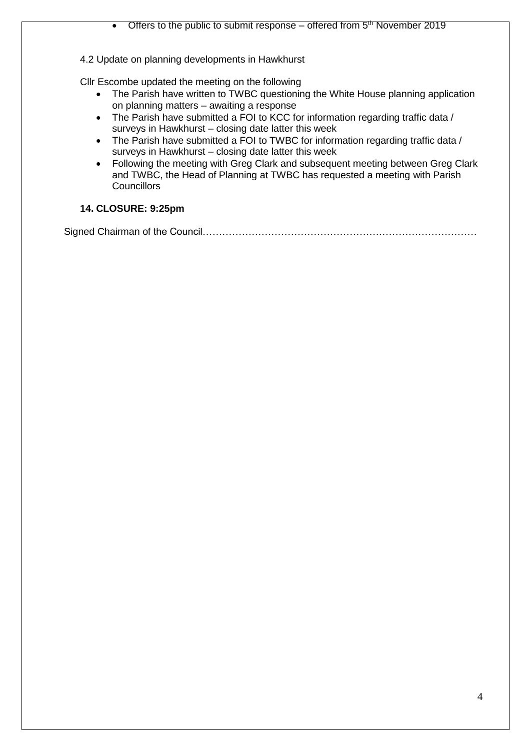- Offers to the public to submit response – offered from 5th November 2019

4.2 Update on planning developments in Hawkhurst

Cllr Escombe updated the meeting on the following

- The Parish have written to TWBC questioning the White House planning application on planning matters – awaiting a response
- The Parish have submitted a FOI to KCC for information regarding traffic data / surveys in Hawkhurst – closing date latter this week
- The Parish have submitted a FOI to TWBC for information regarding traffic data / surveys in Hawkhurst – closing date latter this week
- Following the meeting with Greg Clark and subsequent meeting between Greg Clark and TWBC, the Head of Planning at TWBC has requested a meeting with Parish Councillors

**14. CLOSURE: 9:25pm**

Signed Chairman of the Council…………………………………………………………………………